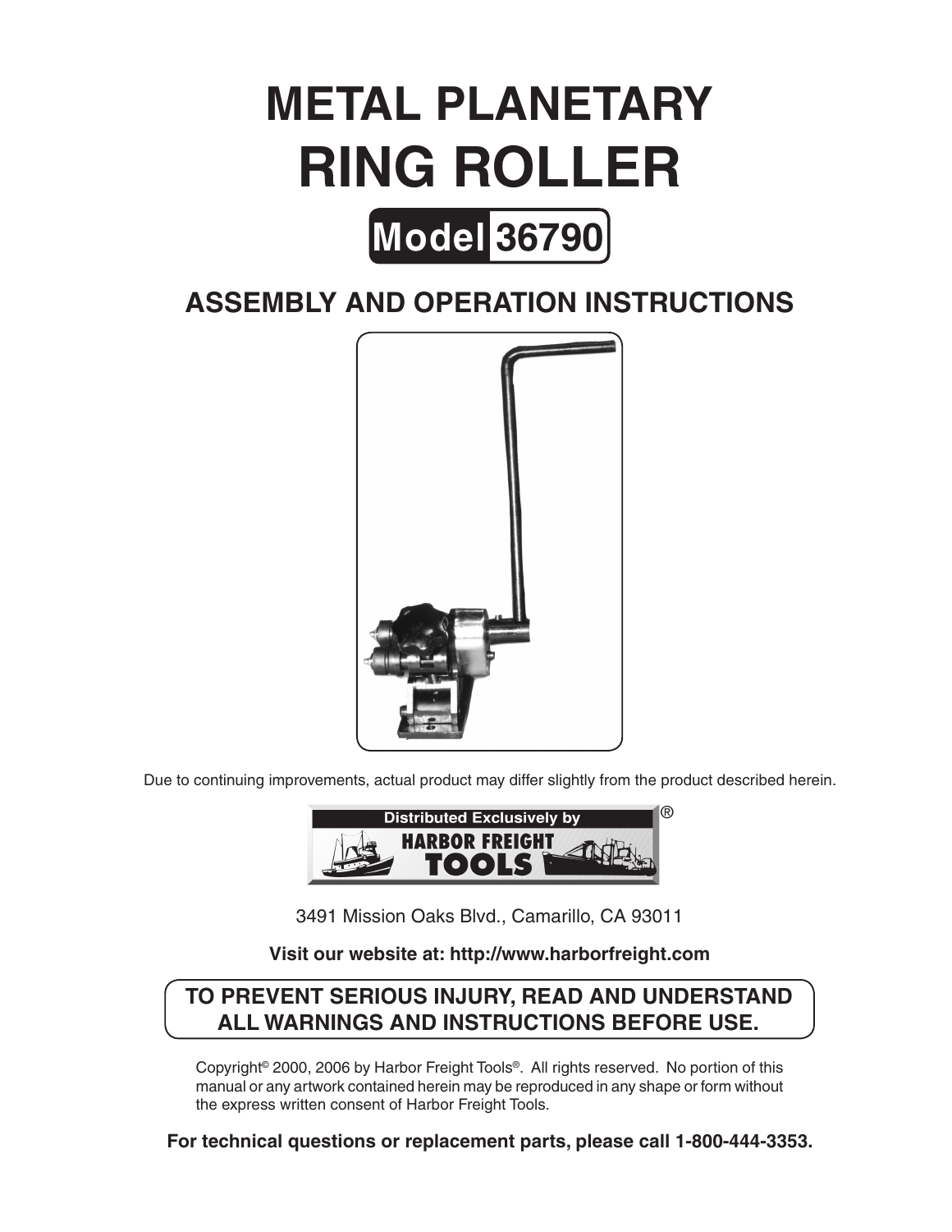# METAL PLANETARY

# RING ROLLER

## Model 36790

## ASSEMBLY AND OPERATION INSTRUCTIONS

Due to continuing improvements, actual product may differ slightly from the product described herein.

Distributed Exclusively by HARBOR FREIGHT TOOLS®

3491 Mission Oaks Blvd., Camarillo, CA 93011

**Visit our website at: http://www.harborfreight.com**

**TO PREVENT SERIOUS INJURY, READ AND UNDERSTAND ALL WARNINGS AND INSTRUCTIONS BEFORE USE.**

Copyright© 2000, 2006 by Harbor Freight Tools®. All rights reserved. No portion of this manual or any artwork contained herein may be reproduced in any shape or form without the express written consent of Harbor Freight Tools.

**For technical questions or replacement parts, please call 1-800-444-3353.**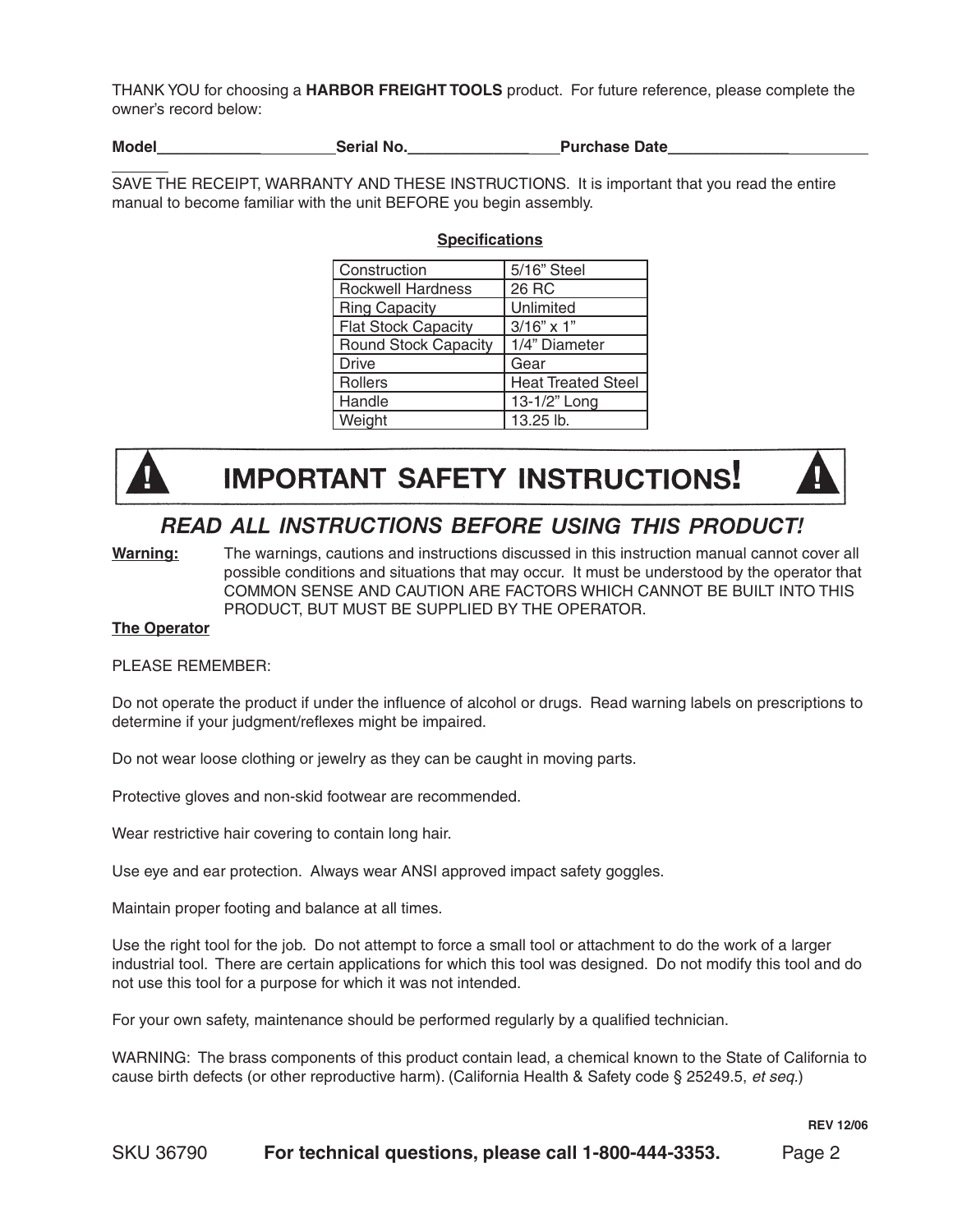THANK YOU for choosing a **HARBOR FREIGHT TOOLS** product. For future reference, please complete the owner's record below:

**Model**_____________________ **Serial No.**_____________________ **Purchase Date**_____________________

SAVE THE RECEIPT, WARRANTY AND THESE INSTRUCTIONS. It is important that you read the entire manual to become familiar with the unit BEFORE you begin assembly.

**Specifications**

| Construction | 5/16" Steel |
|---|---|
| Rockwell Hardness | 26 RC |
| Ring Capacity | Unlimited |
| Flat Stock Capacity | 3/16" x 1" |
| Round Stock Capacity | 1/4" Diameter |
| Drive | Gear |
| Rollers | Heat Treated Steel |
| Handle | 13-1/2" Long |
| Weight | 13.25 lb. |

# IMPORTANT SAFETY INSTRUCTIONS!

## *READ ALL INSTRUCTIONS BEFORE USING THIS PRODUCT!*

**Warning:** The warnings, cautions and instructions discussed in this instruction manual cannot cover all possible conditions and situations that may occur. It must be understood by the operator that COMMON SENSE AND CAUTION ARE FACTORS WHICH CANNOT BE BUILT INTO THIS PRODUCT, BUT MUST BE SUPPLIED BY THE OPERATOR.

**The Operator**

PLEASE REMEMBER:

Do not operate the product if under the influence of alcohol or drugs. Read warning labels on prescriptions to determine if your judgment/reflexes might be impaired.

Do not wear loose clothing or jewelry as they can be caught in moving parts.

Protective gloves and non-skid footwear are recommended.

Wear restrictive hair covering to contain long hair.

Use eye and ear protection. Always wear ANSI approved impact safety goggles.

Maintain proper footing and balance at all times.

Use the right tool for the job. Do not attempt to force a small tool or attachment to do the work of a larger industrial tool. There are certain applications for which this tool was designed. Do not modify this tool and do not use this tool for a purpose for which it was not intended.

For your own safety, maintenance should be performed regularly by a qualified technician.

WARNING: The brass components of this product contain lead, a chemical known to the State of California to cause birth defects (or other reproductive harm). (California Health & Safety code § 25249.5, *et seq.*)

**REV 12/06**

SKU 36790 **For technical questions, please call 1-800-444-3353.**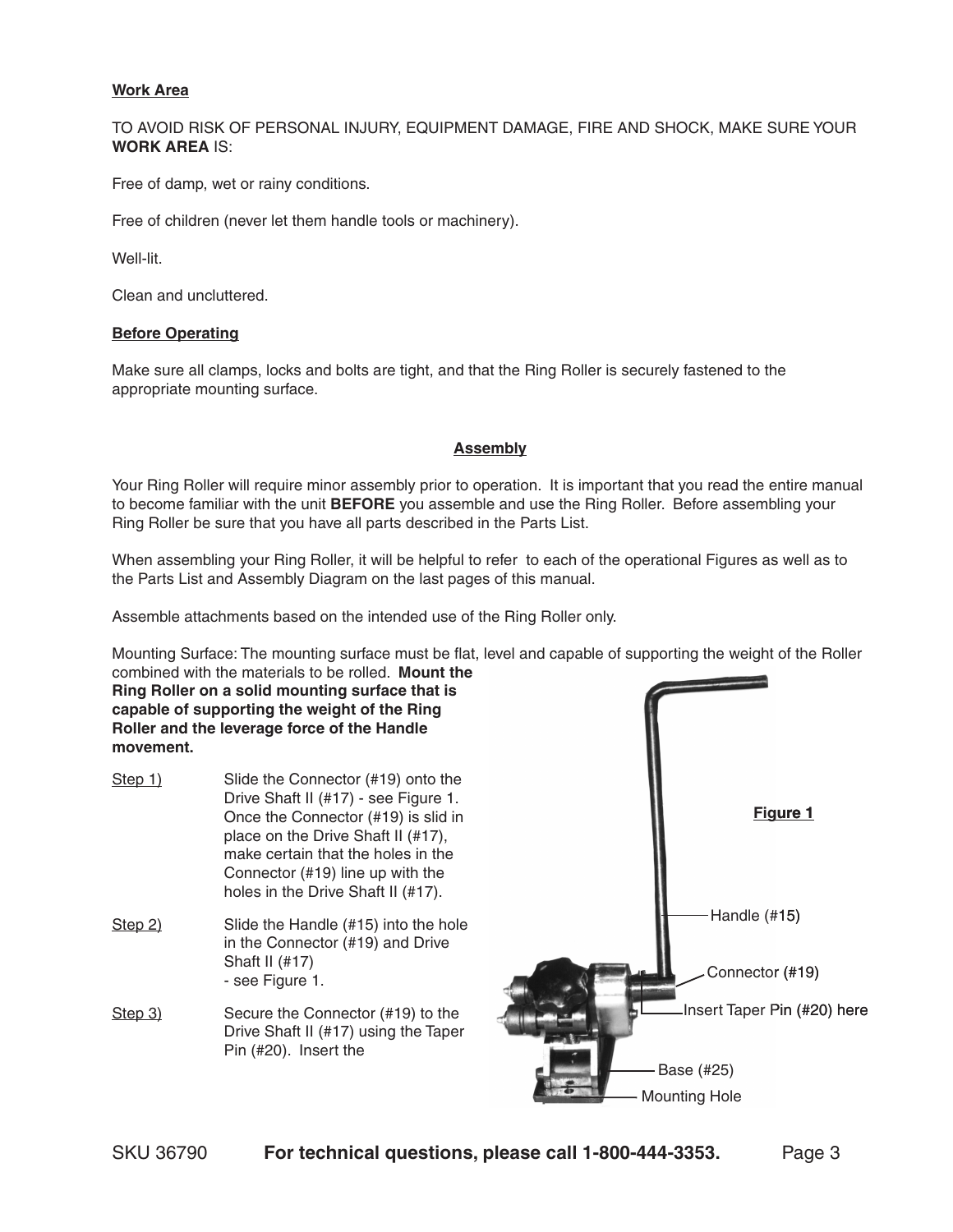**Work Area**

TO AVOID RISK OF PERSONAL INJURY, EQUIPMENT DAMAGE, FIRE AND SHOCK, MAKE SURE YOUR **WORK AREA** IS:

Free of damp, wet or rainy conditions.

Free of children (never let them handle tools or machinery).

Well-lit.

Clean and uncluttered.

**Before Operating**

Make sure all clamps, locks and bolts are tight, and that the Ring Roller is securely fastened to the appropriate mounting surface.

## Assembly

Your Ring Roller will require minor assembly prior to operation. It is important that you read the entire manual to become familiar with the unit **BEFORE** you assemble and use the Ring Roller. Before assembling your Ring Roller be sure that you have all parts described in the Parts List.

When assembling your Ring Roller, it will be helpful to refer to each of the operational Figures as well as to the Parts List and Assembly Diagram on the last pages of this manual.

Assemble attachments based on the intended use of the Ring Roller only.

Mounting Surface: The mounting surface must be flat, level and capable of supporting the weight of the Roller combined with the materials to be rolled. **Mount the Ring Roller on a solid mounting surface that is capable of supporting the weight of the Ring Roller and the leverage force of the Handle movement.**

Step 1) Slide the Connector (#19) onto the Drive Shaft II (#17) - see Figure 1. Once the Connector (#19) is slid in place on the Drive Shaft II (#17), make certain that the holes in the Connector (#19) line up with the holes in the Drive Shaft II (#17).

Step 2) Slide the Handle (#15) into the hole in the Connector (#19) and Drive Shaft II (#17) - see Figure 1.

Step 3) Secure the Connector (#19) to the Drive Shaft II (#17) using the Taper Pin (#20). Insert the

**Figure 1**

Handle (#15)
Connector (#19)
Insert Taper Pin (#20) here
Base (#25)
Mounting Hole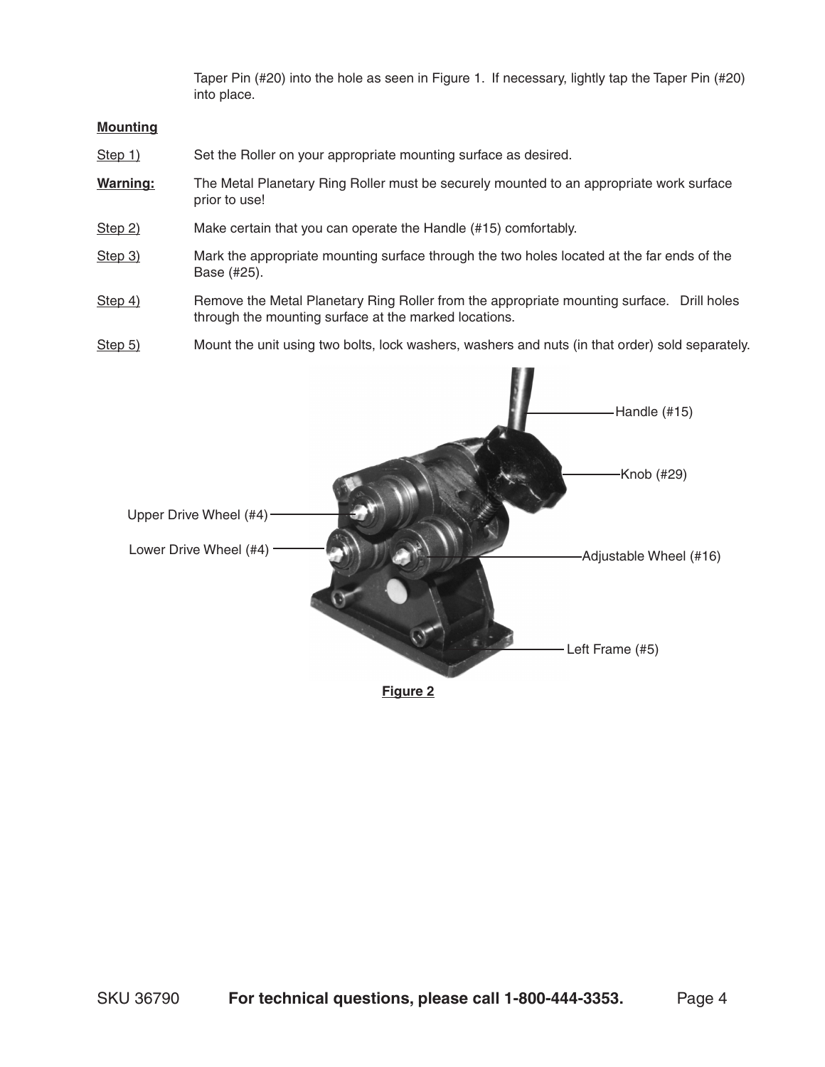Taper Pin (#20) into the hole as seen in Figure 1. If necessary, lightly tap the Taper Pin (#20) into place.

**Mounting**

Step 1) Set the Roller on your appropriate mounting surface as desired.

**Warning:** The Metal Planetary Ring Roller must be securely mounted to an appropriate work surface prior to use!

Step 2) Make certain that you can operate the Handle (#15) comfortably.

Step 3) Mark the appropriate mounting surface through the two holes located at the far ends of the Base (#25).

Step 4) Remove the Metal Planetary Ring Roller from the appropriate mounting surface. Drill holes through the mounting surface at the marked locations.

Step 5) Mount the unit using two bolts, lock washers, washers and nuts (in that order) sold separately.

Handle (#15)

Knob (#29)

Upper Drive Wheel (#4)

Lower Drive Wheel (#4)

Adjustable Wheel (#16)

Left Frame (#5)

**Figure 2**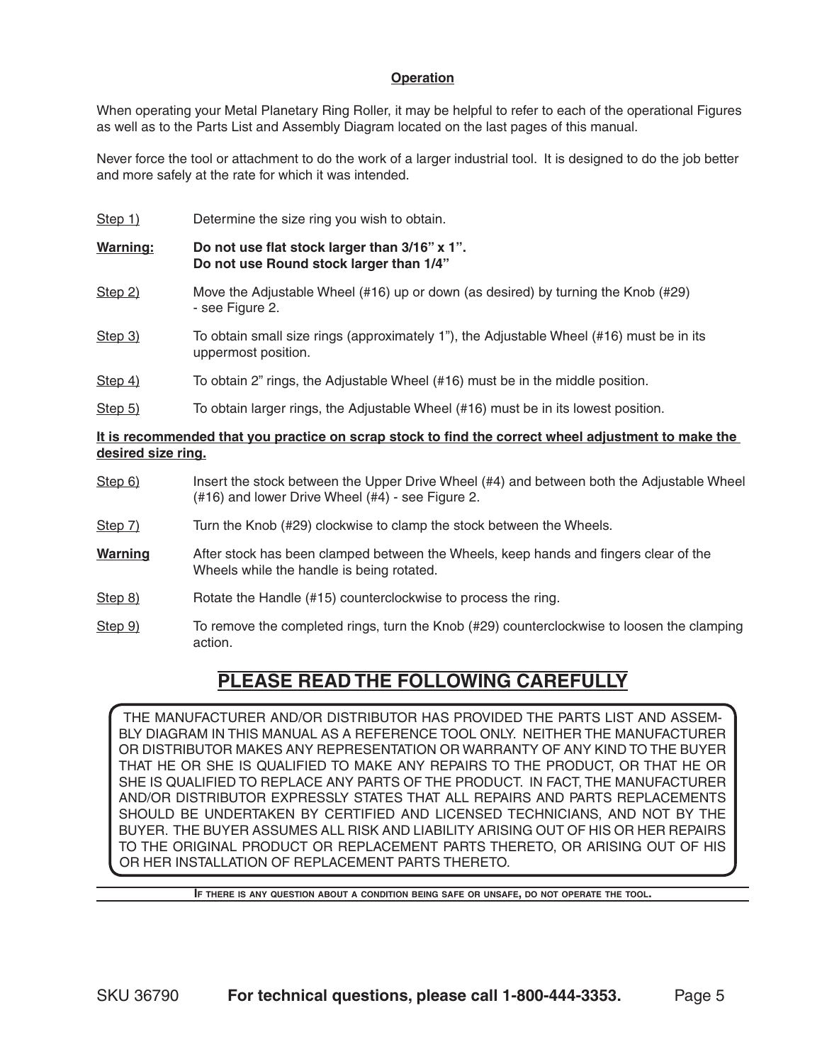## Operation

When operating your Metal Planetary Ring Roller, it may be helpful to refer to each of the operational Figures as well as to the Parts List and Assembly Diagram located on the last pages of this manual.

Never force the tool or attachment to do the work of a larger industrial tool. It is designed to do the job better and more safely at the rate for which it was intended.

Step 1) Determine the size ring you wish to obtain.

**Warning:** **Do not use flat stock larger than 3/16" x 1".**
**Do not use Round stock larger than 1/4"**

Step 2) Move the Adjustable Wheel (#16) up or down (as desired) by turning the Knob (#29) - see Figure 2.

Step 3) To obtain small size rings (approximately 1"), the Adjustable Wheel (#16) must be in its uppermost position.

Step 4) To obtain 2" rings, the Adjustable Wheel (#16) must be in the middle position.

Step 5) To obtain larger rings, the Adjustable Wheel (#16) must be in its lowest position.

**It is recommended that you practice on scrap stock to find the correct wheel adjustment to make the desired size ring.**

Step 6) Insert the stock between the Upper Drive Wheel (#4) and between both the Adjustable Wheel (#16) and lower Drive Wheel (#4) - see Figure 2.

Step 7) Turn the Knob (#29) clockwise to clamp the stock between the Wheels.

**Warning** After stock has been clamped between the Wheels, keep hands and fingers clear of the Wheels while the handle is being rotated.

Step 8) Rotate the Handle (#15) counterclockwise to process the ring.

Step 9) To remove the completed rings, turn the Knob (#29) counterclockwise to loosen the clamping action.

## PLEASE READ THE FOLLOWING CAREFULLY

THE MANUFACTURER AND/OR DISTRIBUTOR HAS PROVIDED THE PARTS LIST AND ASSEMBLY DIAGRAM IN THIS MANUAL AS A REFERENCE TOOL ONLY. NEITHER THE MANUFACTURER OR DISTRIBUTOR MAKES ANY REPRESENTATION OR WARRANTY OF ANY KIND TO THE BUYER THAT HE OR SHE IS QUALIFIED TO MAKE ANY REPAIRS TO THE PRODUCT, OR THAT HE OR SHE IS QUALIFIED TO REPLACE ANY PARTS OF THE PRODUCT. IN FACT, THE MANUFACTURER AND/OR DISTRIBUTOR EXPRESSLY STATES THAT ALL REPAIRS AND PARTS REPLACEMENTS SHOULD BE UNDERTAKEN BY CERTIFIED AND LICENSED TECHNICIANS, AND NOT BY THE BUYER. THE BUYER ASSUMES ALL RISK AND LIABILITY ARISING OUT OF HIS OR HER REPAIRS TO THE ORIGINAL PRODUCT OR REPLACEMENT PARTS THERETO, OR ARISING OUT OF HIS OR HER INSTALLATION OF REPLACEMENT PARTS THERETO.

**If there is any question about a condition being safe or unsafe, do not operate the tool.**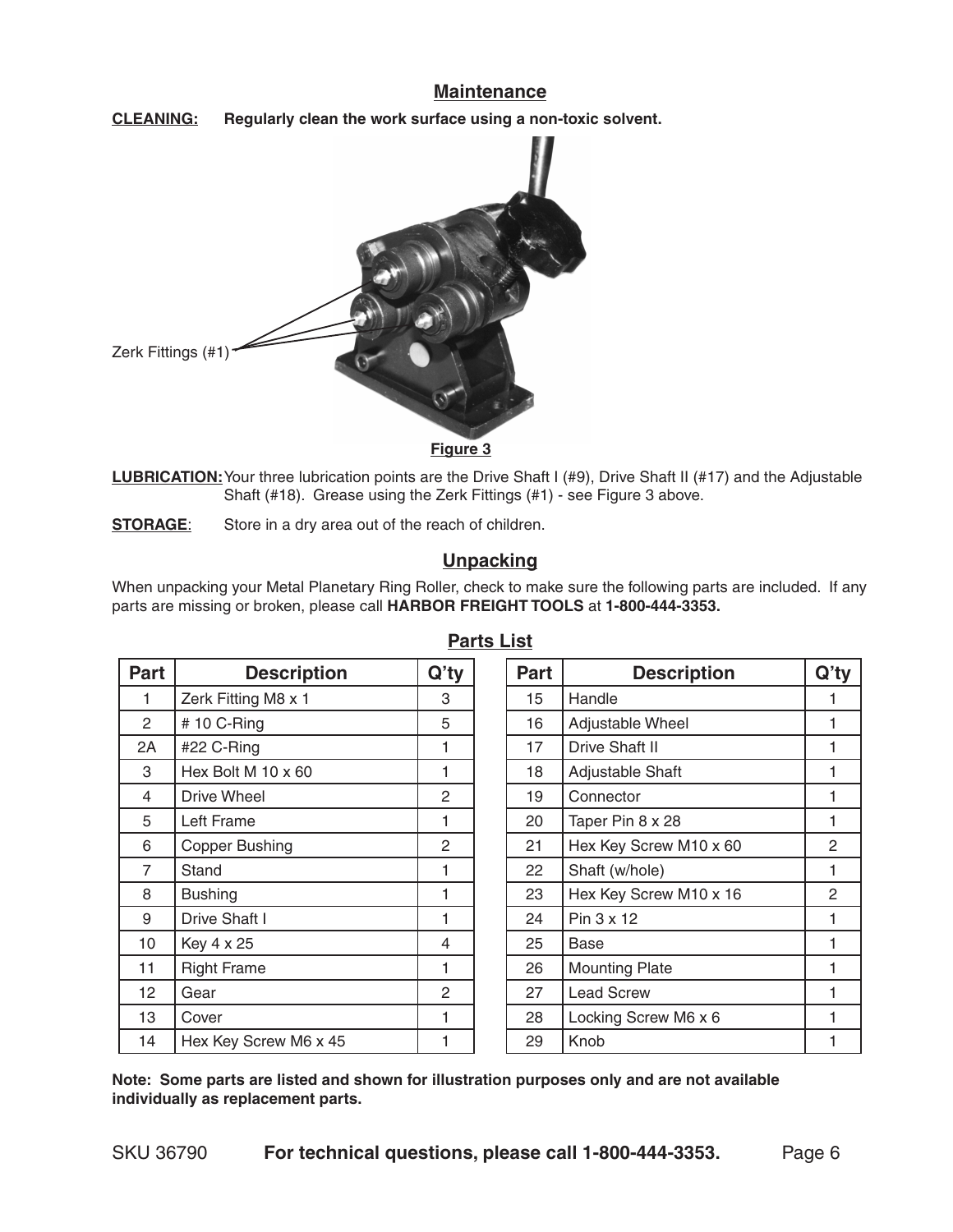## Maintenance

**CLEANING:** **Regularly clean the work surface using a non-toxic solvent.**

Zerk Fittings (#1)

**Figure 3**

**LUBRICATION:** Your three lubrication points are the Drive Shaft I (#9), Drive Shaft II (#17) and the Adjustable Shaft (#18). Grease using the Zerk Fittings (#1) - see Figure 3 above.

**STORAGE**: Store in a dry area out of the reach of children.

## Unpacking

When unpacking your Metal Planetary Ring Roller, check to make sure the following parts are included. If any parts are missing or broken, please call **HARBOR FREIGHT TOOLS** at **1-800-444-3353.**

### Parts List

| Part | Description | Q'ty |
|---|---|---|
| 1 | Zerk Fitting M8 x 1 | 3 |
| 2 | # 10 C-Ring | 5 |
| 2A | #22 C-Ring | 1 |
| 3 | Hex Bolt M 10 x 60 | 1 |
| 4 | Drive Wheel | 2 |
| 5 | Left Frame | 1 |
| 6 | Copper Bushing | 2 |
| 7 | Stand | 1 |
| 8 | Bushing | 1 |
| 9 | Drive Shaft I | 1 |
| 10 | Key 4 x 25 | 4 |
| 11 | Right Frame | 1 |
| 12 | Gear | 2 |
| 13 | Cover | 1 |
| 14 | Hex Key Screw M6 x 45 | 1 |
| 15 | Handle | 1 |
| 16 | Adjustable Wheel | 1 |
| 17 | Drive Shaft II | 1 |
| 18 | Adjustable Shaft | 1 |
| 19 | Connector | 1 |
| 20 | Taper Pin 8 x 28 | 1 |
| 21 | Hex Key Screw M10 x 60 | 2 |
| 22 | Shaft (w/hole) | 1 |
| 23 | Hex Key Screw M10 x 16 | 2 |
| 24 | Pin 3 x 12 | 1 |
| 25 | Base | 1 |
| 26 | Mounting Plate | 1 |
| 27 | Lead Screw | 1 |
| 28 | Locking Screw M6 x 6 | 1 |
| 29 | Knob | 1 |

**Note: Some parts are listed and shown for illustration purposes only and are not available individually as replacement parts.**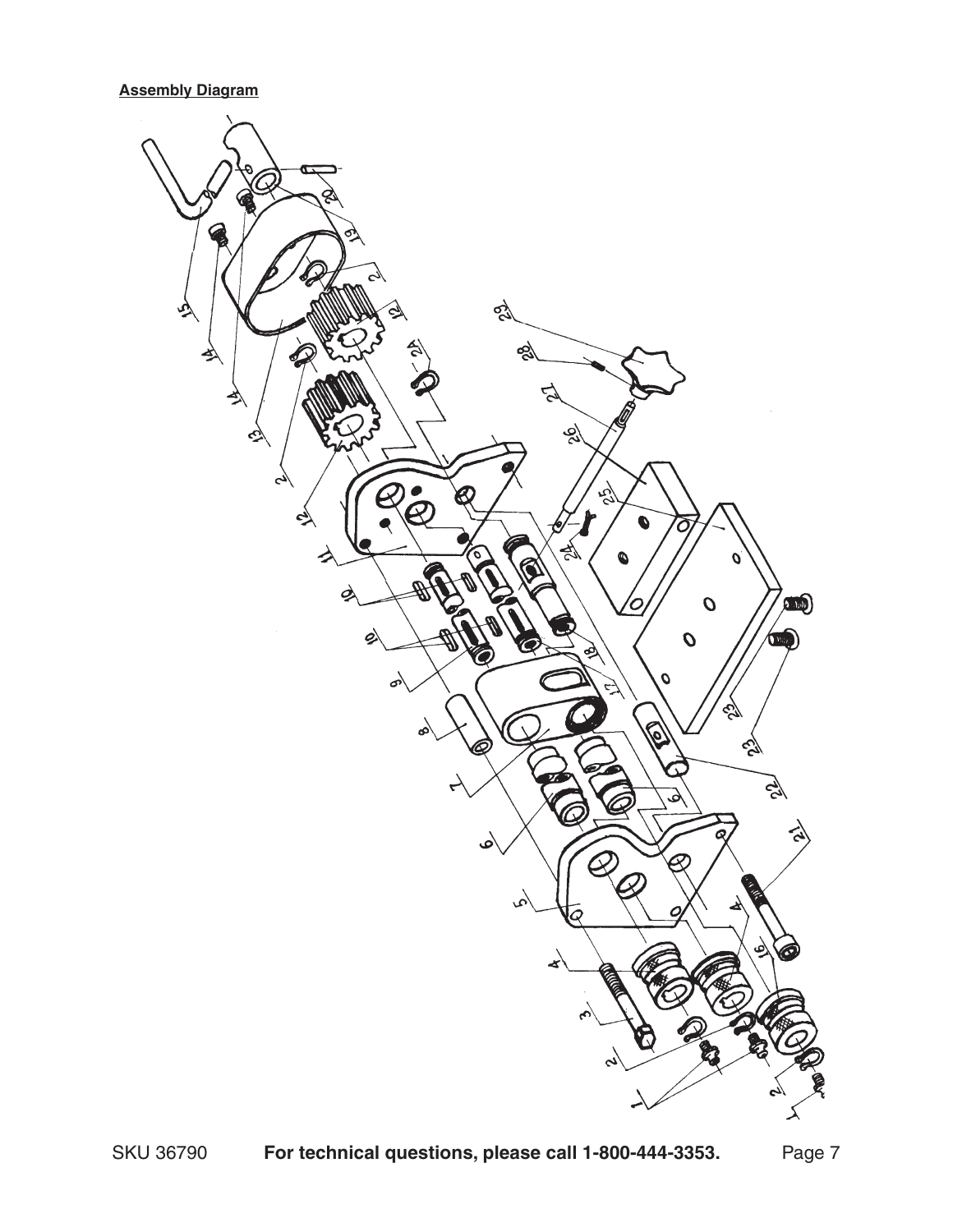**Assembly Diagram**

1
2
2
2
2
2
2A
3
4
4
5
6
6
7
8
9
10
10
11
12
12
13
14
14
15
16
17
18
19
20
21
22
23
23
24
25
26
27
28
29